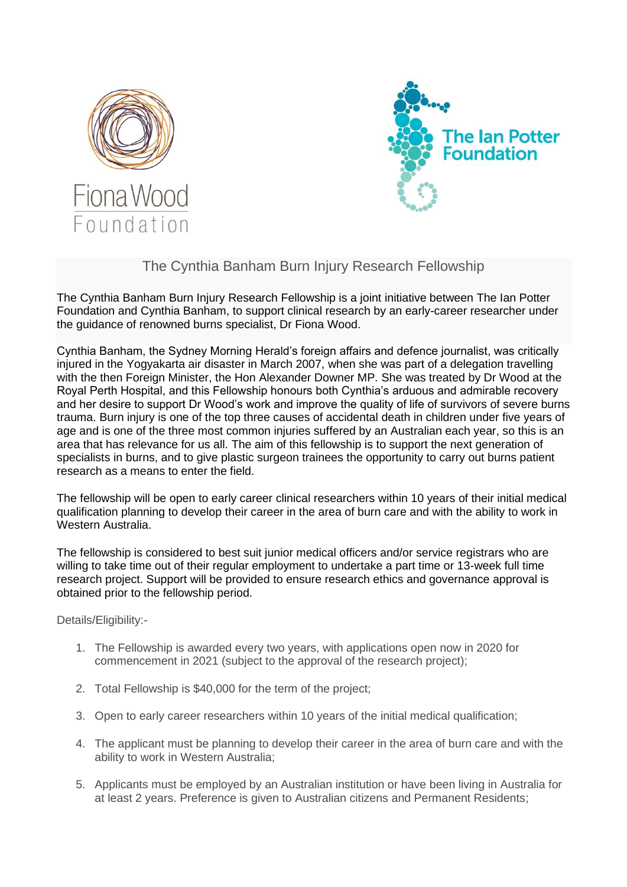Fiona Wood Foundation

The Ian Potter Foundation

# The Cynthia Banham Burn Injury Research Fellowship

The Cynthia Banham Burn Injury Research Fellowship is a joint initiative between The Ian Potter Foundation and Cynthia Banham, to support clinical research by an early-career researcher under the guidance of renowned burns specialist, Dr Fiona Wood.

Cynthia Banham, the Sydney Morning Herald's foreign affairs and defence journalist, was critically injured in the Yogyakarta air disaster in March 2007, when she was part of a delegation travelling with the then Foreign Minister, the Hon Alexander Downer MP. She was treated by Dr Wood at the Royal Perth Hospital, and this Fellowship honours both Cynthia's arduous and admirable recovery and her desire to support Dr Wood's work and improve the quality of life of survivors of severe burns trauma. Burn injury is one of the top three causes of accidental death in children under five years of age and is one of the three most common injuries suffered by an Australian each year, so this is an area that has relevance for us all. The aim of this fellowship is to support the next generation of specialists in burns, and to give plastic surgeon trainees the opportunity to carry out burns patient research as a means to enter the field.

The fellowship will be open to early career clinical researchers within 10 years of their initial medical qualification planning to develop their career in the area of burn care and with the ability to work in Western Australia.

The fellowship is considered to best suit junior medical officers and/or service registrars who are willing to take time out of their regular employment to undertake a part time or 13-week full time research project. Support will be provided to ensure research ethics and governance approval is obtained prior to the fellowship period.

Details/Eligibility:-

1. The Fellowship is awarded every two years, with applications open now in 2020 for commencement in 2021 (subject to the approval of the research project);
2. Total Fellowship is $40,000 for the term of the project;
3. Open to early career researchers within 10 years of the initial medical qualification;
4. The applicant must be planning to develop their career in the area of burn care and with the ability to work in Western Australia;
5. Applicants must be employed by an Australian institution or have been living in Australia for at least 2 years. Preference is given to Australian citizens and Permanent Residents;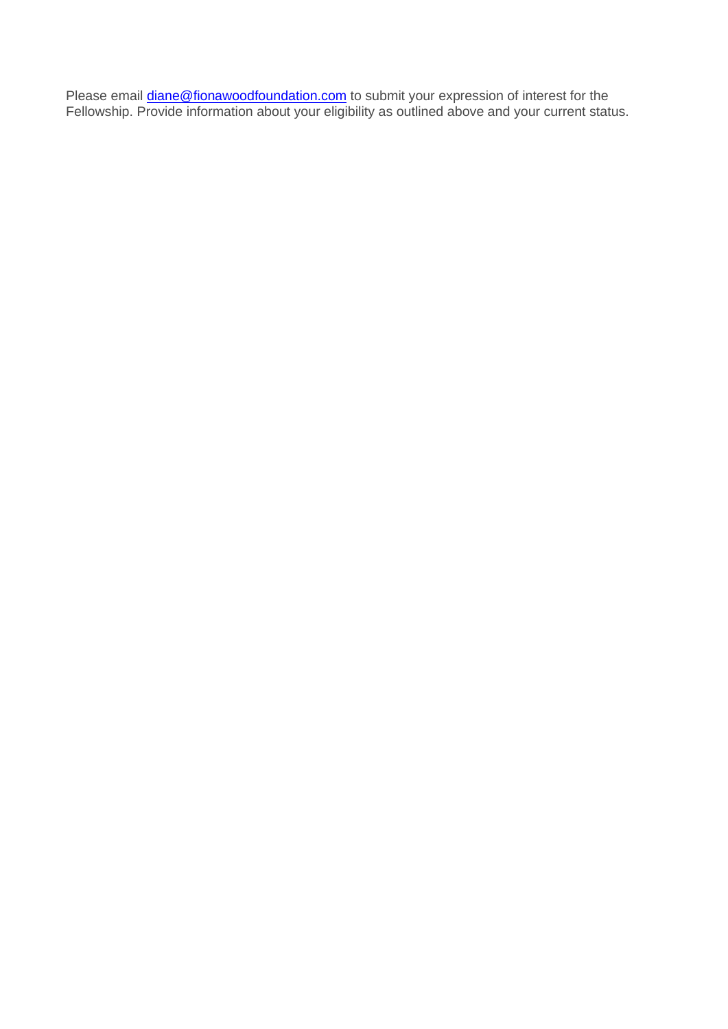Please email [diane@fionawoodfoundation.com](mailto:diane@fionawoodfoundation.com) to submit your expression of interest for the Fellowship. Provide information about your eligibility as outlined above and your current status.